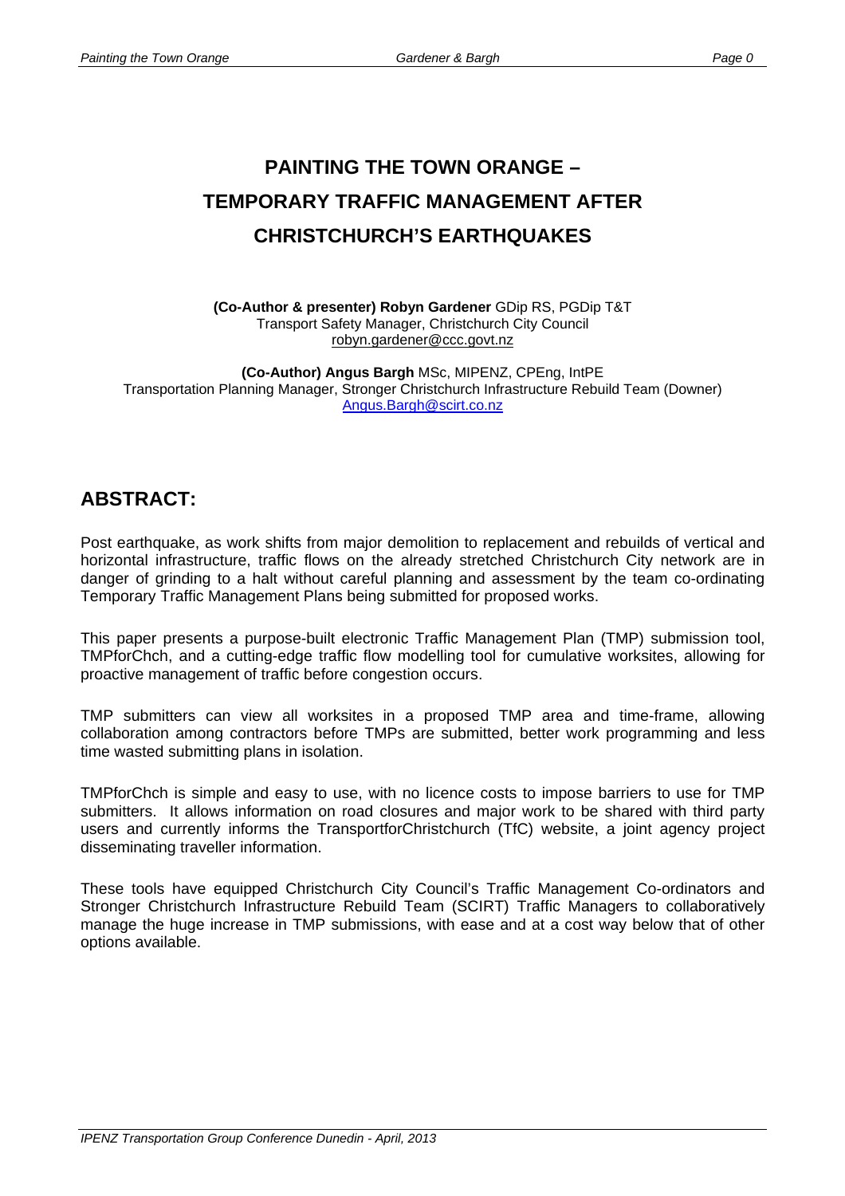# PAINTING THE TOWN ORANGE – TEMPORARY TRAFFIC MANAGEMENT AFTER CHRISTCHURCH'S EARTHQUAKES

**(Co-Author & presenter) Robyn Gardener** GDip RS, PGDip T&T
Transport Safety Manager, Christchurch City Council
robyn.gardener@ccc.govt.nz

**(Co-Author) Angus Bargh** MSc, MIPENZ, CPEng, IntPE
Transportation Planning Manager, Stronger Christchurch Infrastructure Rebuild Team (Downer)
Angus.Bargh@scirt.co.nz

## ABSTRACT:

Post earthquake, as work shifts from major demolition to replacement and rebuilds of vertical and horizontal infrastructure, traffic flows on the already stretched Christchurch City network are in danger of grinding to a halt without careful planning and assessment by the team co-ordinating Temporary Traffic Management Plans being submitted for proposed works.

This paper presents a purpose-built electronic Traffic Management Plan (TMP) submission tool, TMPforChch, and a cutting-edge traffic flow modelling tool for cumulative worksites, allowing for proactive management of traffic before congestion occurs.

TMP submitters can view all worksites in a proposed TMP area and time-frame, allowing collaboration among contractors before TMPs are submitted, better work programming and less time wasted submitting plans in isolation.

TMPforChch is simple and easy to use, with no licence costs to impose barriers to use for TMP submitters. It allows information on road closures and major work to be shared with third party users and currently informs the TransportforChristchurch (TfC) website, a joint agency project disseminating traveller information.

These tools have equipped Christchurch City Council's Traffic Management Co-ordinators and Stronger Christchurch Infrastructure Rebuild Team (SCIRT) Traffic Managers to collaboratively manage the huge increase in TMP submissions, with ease and at a cost way below that of other options available.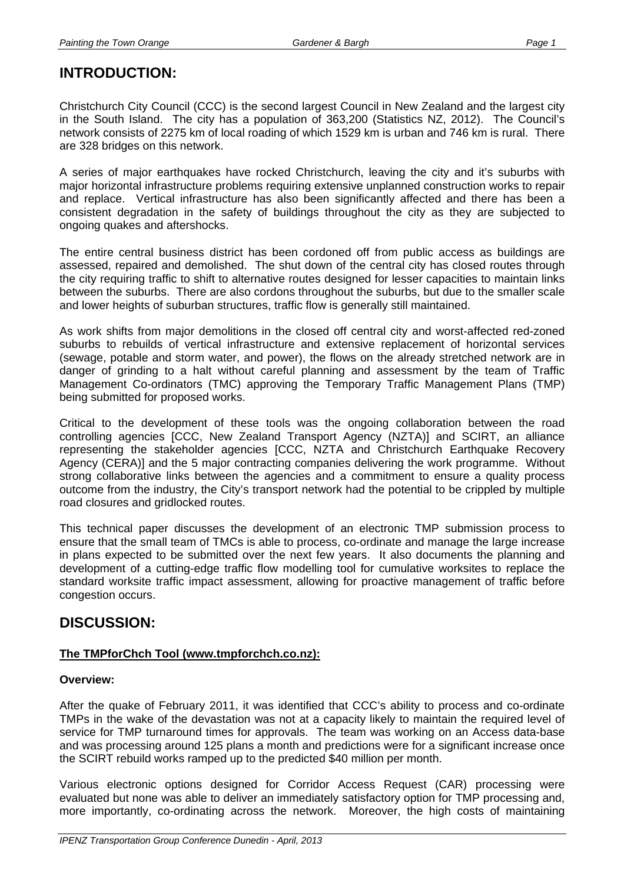## INTRODUCTION:

Christchurch City Council (CCC) is the second largest Council in New Zealand and the largest city in the South Island. The city has a population of 363,200 (Statistics NZ, 2012). The Council's network consists of 2275 km of local roading of which 1529 km is urban and 746 km is rural. There are 328 bridges on this network.

A series of major earthquakes have rocked Christchurch, leaving the city and it's suburbs with major horizontal infrastructure problems requiring extensive unplanned construction works to repair and replace. Vertical infrastructure has also been significantly affected and there has been a consistent degradation in the safety of buildings throughout the city as they are subjected to ongoing quakes and aftershocks.

The entire central business district has been cordoned off from public access as buildings are assessed, repaired and demolished. The shut down of the central city has closed routes through the city requiring traffic to shift to alternative routes designed for lesser capacities to maintain links between the suburbs. There are also cordons throughout the suburbs, but due to the smaller scale and lower heights of suburban structures, traffic flow is generally still maintained.

As work shifts from major demolitions in the closed off central city and worst-affected red-zoned suburbs to rebuilds of vertical infrastructure and extensive replacement of horizontal services (sewage, potable and storm water, and power), the flows on the already stretched network are in danger of grinding to a halt without careful planning and assessment by the team of Traffic Management Co-ordinators (TMC) approving the Temporary Traffic Management Plans (TMP) being submitted for proposed works.

Critical to the development of these tools was the ongoing collaboration between the road controlling agencies [CCC, New Zealand Transport Agency (NZTA)] and SCIRT, an alliance representing the stakeholder agencies [CCC, NZTA and Christchurch Earthquake Recovery Agency (CERA)] and the 5 major contracting companies delivering the work programme. Without strong collaborative links between the agencies and a commitment to ensure a quality process outcome from the industry, the City's transport network had the potential to be crippled by multiple road closures and gridlocked routes.

This technical paper discusses the development of an electronic TMP submission process to ensure that the small team of TMCs is able to process, co-ordinate and manage the large increase in plans expected to be submitted over the next few years. It also documents the planning and development of a cutting-edge traffic flow modelling tool for cumulative worksites to replace the standard worksite traffic impact assessment, allowing for proactive management of traffic before congestion occurs.

## DISCUSSION:

### The TMPforChch Tool (www.tmpforchch.co.nz):

#### Overview:

After the quake of February 2011, it was identified that CCC's ability to process and co-ordinate TMPs in the wake of the devastation was not at a capacity likely to maintain the required level of service for TMP turnaround times for approvals. The team was working on an Access data-base and was processing around 125 plans a month and predictions were for a significant increase once the SCIRT rebuild works ramped up to the predicted $40 million per month.

Various electronic options designed for Corridor Access Request (CAR) processing were evaluated but none was able to deliver an immediately satisfactory option for TMP processing and, more importantly, co-ordinating across the network. Moreover, the high costs of maintaining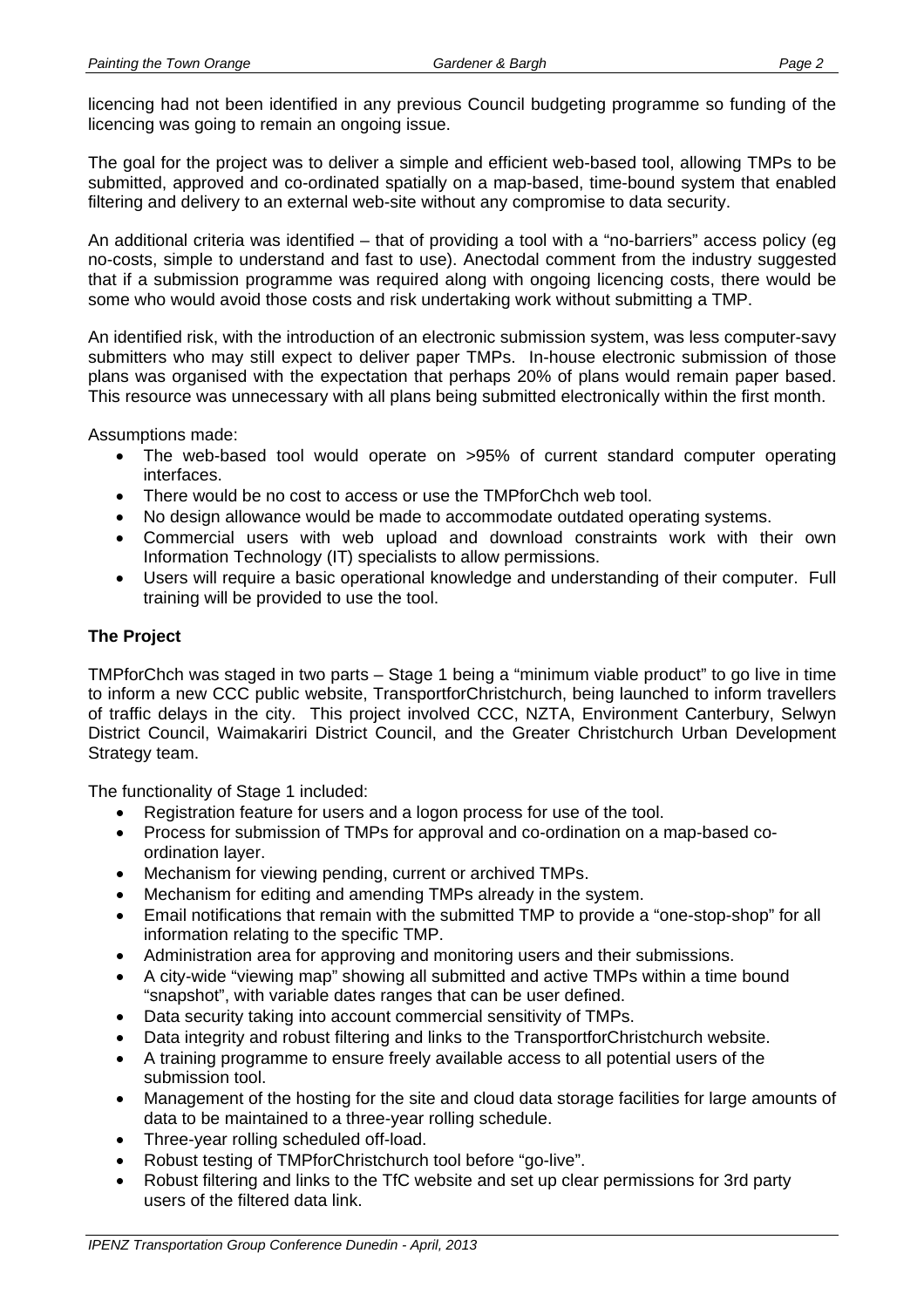licencing had not been identified in any previous Council budgeting programme so funding of the licencing was going to remain an ongoing issue.

The goal for the project was to deliver a simple and efficient web-based tool, allowing TMPs to be submitted, approved and co-ordinated spatially on a map-based, time-bound system that enabled filtering and delivery to an external web-site without any compromise to data security.

An additional criteria was identified – that of providing a tool with a "no-barriers" access policy (eg no-costs, simple to understand and fast to use). Anectodal comment from the industry suggested that if a submission programme was required along with ongoing licencing costs, there would be some who would avoid those costs and risk undertaking work without submitting a TMP.

An identified risk, with the introduction of an electronic submission system, was less computer-savy submitters who may still expect to deliver paper TMPs. In-house electronic submission of those plans was organised with the expectation that perhaps 20% of plans would remain paper based. This resource was unnecessary with all plans being submitted electronically within the first month.

Assumptions made:

- The web-based tool would operate on >95% of current standard computer operating interfaces.
- There would be no cost to access or use the TMPforChch web tool.
- No design allowance would be made to accommodate outdated operating systems.
- Commercial users with web upload and download constraints work with their own Information Technology (IT) specialists to allow permissions.
- Users will require a basic operational knowledge and understanding of their computer. Full training will be provided to use the tool.

**The Project**

TMPforChch was staged in two parts – Stage 1 being a "minimum viable product" to go live in time to inform a new CCC public website, TransportforChristchurch, being launched to inform travellers of traffic delays in the city. This project involved CCC, NZTA, Environment Canterbury, Selwyn District Council, Waimakariri District Council, and the Greater Christchurch Urban Development Strategy team.

The functionality of Stage 1 included:

- Registration feature for users and a logon process for use of the tool.
- Process for submission of TMPs for approval and co-ordination on a map-based co-ordination layer.
- Mechanism for viewing pending, current or archived TMPs.
- Mechanism for editing and amending TMPs already in the system.
- Email notifications that remain with the submitted TMP to provide a "one-stop-shop" for all information relating to the specific TMP.
- Administration area for approving and monitoring users and their submissions.
- A city-wide "viewing map" showing all submitted and active TMPs within a time bound "snapshot", with variable dates ranges that can be user defined.
- Data security taking into account commercial sensitivity of TMPs.
- Data integrity and robust filtering and links to the TransportforChristchurch website.
- A training programme to ensure freely available access to all potential users of the submission tool.
- Management of the hosting for the site and cloud data storage facilities for large amounts of data to be maintained to a three-year rolling schedule.
- Three-year rolling scheduled off-load.
- Robust testing of TMPforChristchurch tool before "go-live".
- Robust filtering and links to the TfC website and set up clear permissions for 3rd party users of the filtered data link.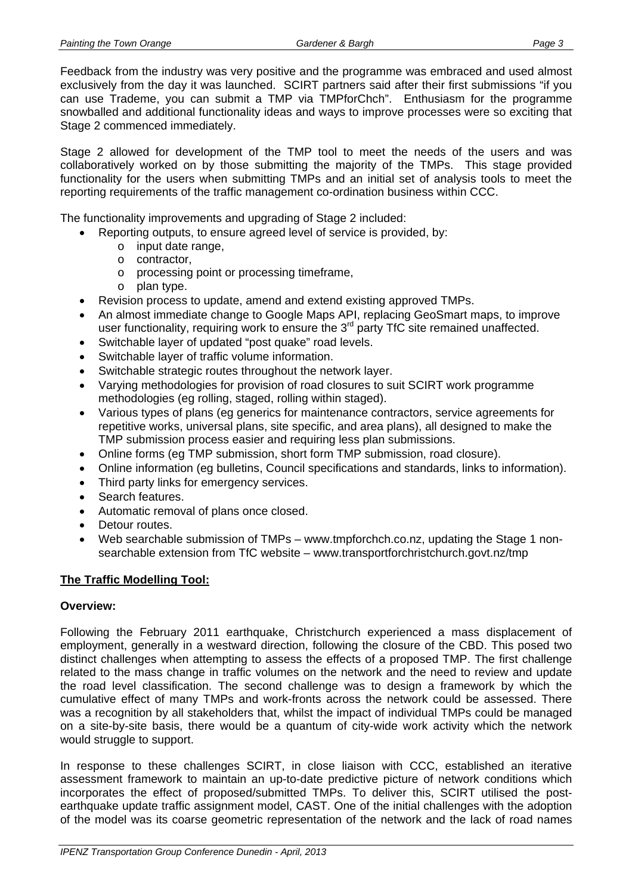Feedback from the industry was very positive and the programme was embraced and used almost exclusively from the day it was launched. SCIRT partners said after their first submissions "if you can use Trademe, you can submit a TMP via TMPforChch". Enthusiasm for the programme snowballed and additional functionality ideas and ways to improve processes were so exciting that Stage 2 commenced immediately.

Stage 2 allowed for development of the TMP tool to meet the needs of the users and was collaboratively worked on by those submitting the majority of the TMPs. This stage provided functionality for the users when submitting TMPs and an initial set of analysis tools to meet the reporting requirements of the traffic management co-ordination business within CCC.

The functionality improvements and upgrading of Stage 2 included:

- Reporting outputs, to ensure agreed level of service is provided, by:
  - input date range,
  - contractor,
  - processing point or processing timeframe,
  - plan type.
- Revision process to update, amend and extend existing approved TMPs.
- An almost immediate change to Google Maps API, replacing GeoSmart maps, to improve user functionality, requiring work to ensure the 3rd party TfC site remained unaffected.
- Switchable layer of updated "post quake" road levels.
- Switchable layer of traffic volume information.
- Switchable strategic routes throughout the network layer.
- Varying methodologies for provision of road closures to suit SCIRT work programme methodologies (eg rolling, staged, rolling within staged).
- Various types of plans (eg generics for maintenance contractors, service agreements for repetitive works, universal plans, site specific, and area plans), all designed to make the TMP submission process easier and requiring less plan submissions.
- Online forms (eg TMP submission, short form TMP submission, road closure).
- Online information (eg bulletins, Council specifications and standards, links to information).
- Third party links for emergency services.
- Search features.
- Automatic removal of plans once closed.
- Detour routes.
- Web searchable submission of TMPs – www.tmpforchch.co.nz, updating the Stage 1 non-searchable extension from TfC website – www.transportforchristchurch.govt.nz/tmp

## The Traffic Modelling Tool:

### Overview:

Following the February 2011 earthquake, Christchurch experienced a mass displacement of employment, generally in a westward direction, following the closure of the CBD. This posed two distinct challenges when attempting to assess the effects of a proposed TMP. The first challenge related to the mass change in traffic volumes on the network and the need to review and update the road level classification. The second challenge was to design a framework by which the cumulative effect of many TMPs and work-fronts across the network could be assessed. There was a recognition by all stakeholders that, whilst the impact of individual TMPs could be managed on a site-by-site basis, there would be a quantum of city-wide work activity which the network would struggle to support.

In response to these challenges SCIRT, in close liaison with CCC, established an iterative assessment framework to maintain an up-to-date predictive picture of network conditions which incorporates the effect of proposed/submitted TMPs. To deliver this, SCIRT utilised the post-earthquake update traffic assignment model, CAST. One of the initial challenges with the adoption of the model was its coarse geometric representation of the network and the lack of road names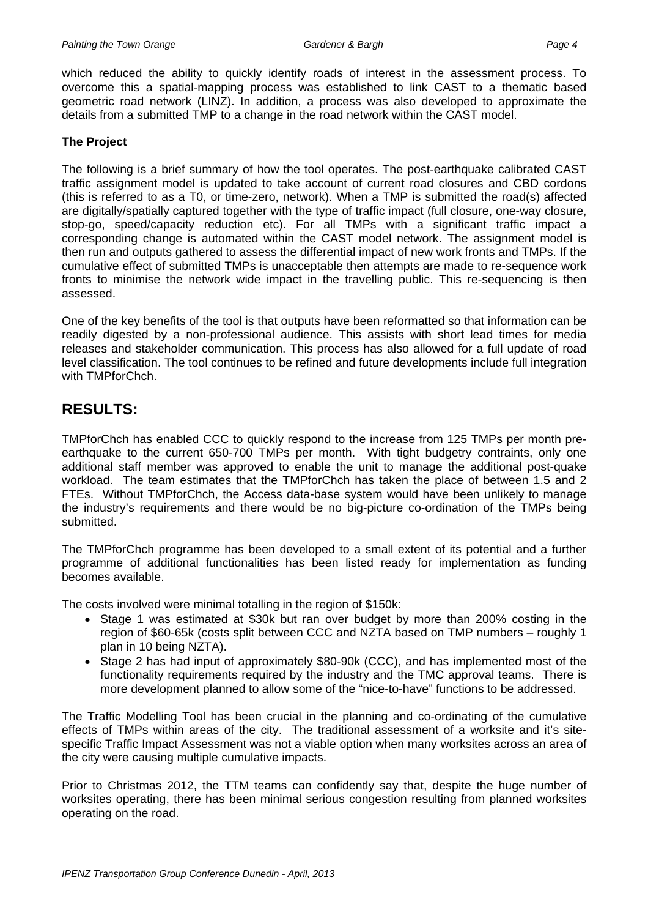which reduced the ability to quickly identify roads of interest in the assessment process. To overcome this a spatial-mapping process was established to link CAST to a thematic based geometric road network (LINZ). In addition, a process was also developed to approximate the details from a submitted TMP to a change in the road network within the CAST model.

**The Project**

The following is a brief summary of how the tool operates. The post-earthquake calibrated CAST traffic assignment model is updated to take account of current road closures and CBD cordons (this is referred to as a T0, or time-zero, network). When a TMP is submitted the road(s) affected are digitally/spatially captured together with the type of traffic impact (full closure, one-way closure, stop-go, speed/capacity reduction etc). For all TMPs with a significant traffic impact a corresponding change is automated within the CAST model network. The assignment model is then run and outputs gathered to assess the differential impact of new work fronts and TMPs. If the cumulative effect of submitted TMPs is unacceptable then attempts are made to re-sequence work fronts to minimise the network wide impact in the travelling public. This re-sequencing is then assessed.

One of the key benefits of the tool is that outputs have been reformatted so that information can be readily digested by a non-professional audience. This assists with short lead times for media releases and stakeholder communication. This process has also allowed for a full update of road level classification. The tool continues to be refined and future developments include full integration with TMPforChch.

## RESULTS:

TMPforChch has enabled CCC to quickly respond to the increase from 125 TMPs per month pre-earthquake to the current 650-700 TMPs per month. With tight budgetry contraints, only one additional staff member was approved to enable the unit to manage the additional post-quake workload. The team estimates that the TMPforChch has taken the place of between 1.5 and 2 FTEs. Without TMPforChch, the Access data-base system would have been unlikely to manage the industry's requirements and there would be no big-picture co-ordination of the TMPs being submitted.

The TMPforChch programme has been developed to a small extent of its potential and a further programme of additional functionalities has been listed ready for implementation as funding becomes available.

The costs involved were minimal totalling in the region of $150k:

- Stage 1 was estimated at $30k but ran over budget by more than 200% costing in the region of $60-65k (costs split between CCC and NZTA based on TMP numbers – roughly 1 plan in 10 being NZTA).
- Stage 2 has had input of approximately $80-90k (CCC), and has implemented most of the functionality requirements required by the industry and the TMC approval teams. There is more development planned to allow some of the "nice-to-have" functions to be addressed.

The Traffic Modelling Tool has been crucial in the planning and co-ordinating of the cumulative effects of TMPs within areas of the city. The traditional assessment of a worksite and it's site-specific Traffic Impact Assessment was not a viable option when many worksites across an area of the city were causing multiple cumulative impacts.

Prior to Christmas 2012, the TTM teams can confidently say that, despite the huge number of worksites operating, there has been minimal serious congestion resulting from planned worksites operating on the road.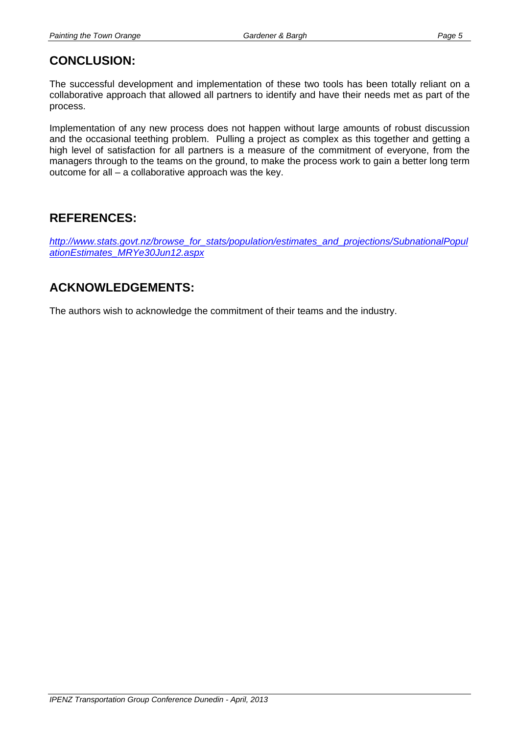## CONCLUSION:

The successful development and implementation of these two tools has been totally reliant on a collaborative approach that allowed all partners to identify and have their needs met as part of the process.

Implementation of any new process does not happen without large amounts of robust discussion and the occasional teething problem. Pulling a project as complex as this together and getting a high level of satisfaction for all partners is a measure of the commitment of everyone, from the managers through to the teams on the ground, to make the process work to gain a better long term outcome for all – a collaborative approach was the key.

## REFERENCES:

*http://www.stats.govt.nz/browse_for_stats/population/estimates_and_projections/SubnationalPopulationEstimates_MRYe30Jun12.aspx*

## ACKNOWLEDGEMENTS:

The authors wish to acknowledge the commitment of their teams and the industry.